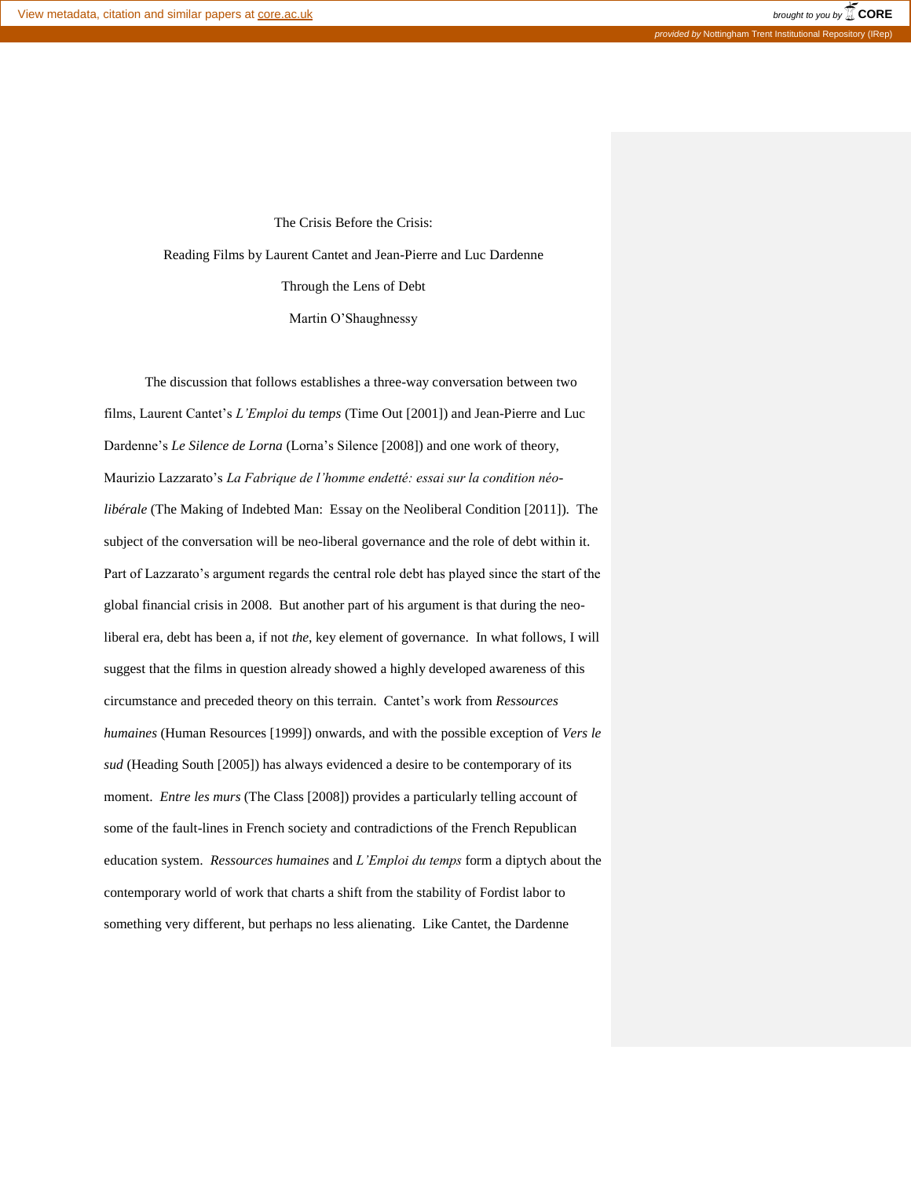# The Crisis Before the Crisis:

## Reading Films by Laurent Cantet and Jean-Pierre and Luc Dardenne Through the Lens of Debt

Martin O'Shaughnessy

The discussion that follows establishes a three-way conversation between two films, Laurent Cantet's *L'Emploi du temps* (Time Out [2001]) and Jean-Pierre and Luc Dardenne's *Le Silence de Lorna* (Lorna's Silence [2008]) and one work of theory, Maurizio Lazzarato's *La Fabrique de l'homme endetté: essai sur la condition néo-libérale* (The Making of Indebted Man: Essay on the Neoliberal Condition [2011]). The subject of the conversation will be neo-liberal governance and the role of debt within it. Part of Lazzarato's argument regards the central role debt has played since the start of the global financial crisis in 2008. But another part of his argument is that during the neo-liberal era, debt has been a, if not *the*, key element of governance. In what follows, I will suggest that the films in question already showed a highly developed awareness of this circumstance and preceded theory on this terrain. Cantet's work from *Ressources humaines* (Human Resources [1999]) onwards, and with the possible exception of *Vers le sud* (Heading South [2005]) has always evidenced a desire to be contemporary of its moment. *Entre les murs* (The Class [2008]) provides a particularly telling account of some of the fault-lines in French society and contradictions of the French Republican education system. *Ressources humaines* and *L'Emploi du temps* form a diptych about the contemporary world of work that charts a shift from the stability of Fordist labor to something very different, but perhaps no less alienating. Like Cantet, the Dardenne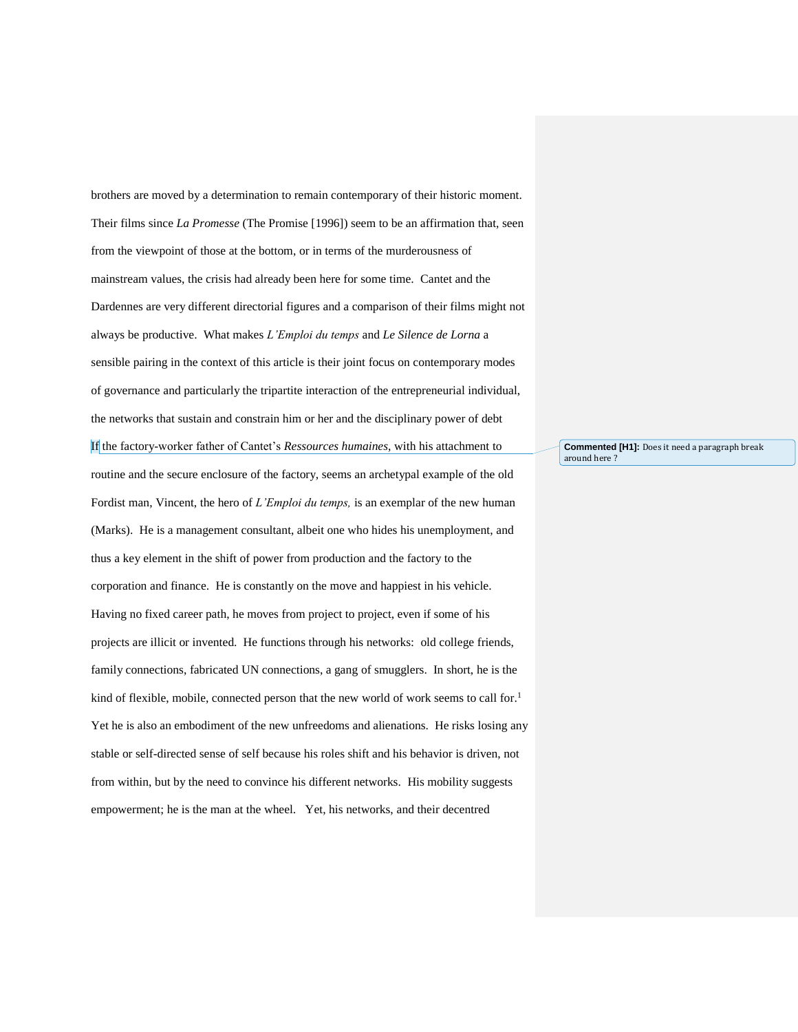brothers are moved by a determination to remain contemporary of their historic moment. Their films since *La Promesse* (The Promise [1996]) seem to be an affirmation that, seen from the viewpoint of those at the bottom, or in terms of the murderousness of mainstream values, the crisis had already been here for some time. Cantet and the Dardennes are very different directorial figures and a comparison of their films might not always be productive. What makes *L'Emploi du temps* and *Le Silence de Lorna* a sensible pairing in the context of this article is their joint focus on contemporary modes of governance and particularly the tripartite interaction of the entrepreneurial individual, the networks that sustain and constrain him or her and the disciplinary power of debt

If the factory-worker father of Cantet's *Ressources humaines*, with his attachment to routine and the secure enclosure of the factory, seems an archetypal example of the old Fordist man, Vincent, the hero of *L'Emploi du temps,* is an exemplar of the new human (Marks). He is a management consultant, albeit one who hides his unemployment, and thus a key element in the shift of power from production and the factory to the corporation and finance. He is constantly on the move and happiest in his vehicle. Having no fixed career path, he moves from project to project, even if some of his projects are illicit or invented. He functions through his networks: old college friends, family connections, fabricated UN connections, a gang of smugglers. In short, he is the kind of flexible, mobile, connected person that the new world of work seems to call for.[1] Yet he is also an embodiment of the new unfreedoms and alienations. He risks losing any stable or self-directed sense of self because his roles shift and his behavior is driven, not from within, but by the need to convince his different networks. His mobility suggests empowerment; he is the man at the wheel. Yet, his networks, and their decentred

**Commented [H1]:** Does it need a paragraph break around here ?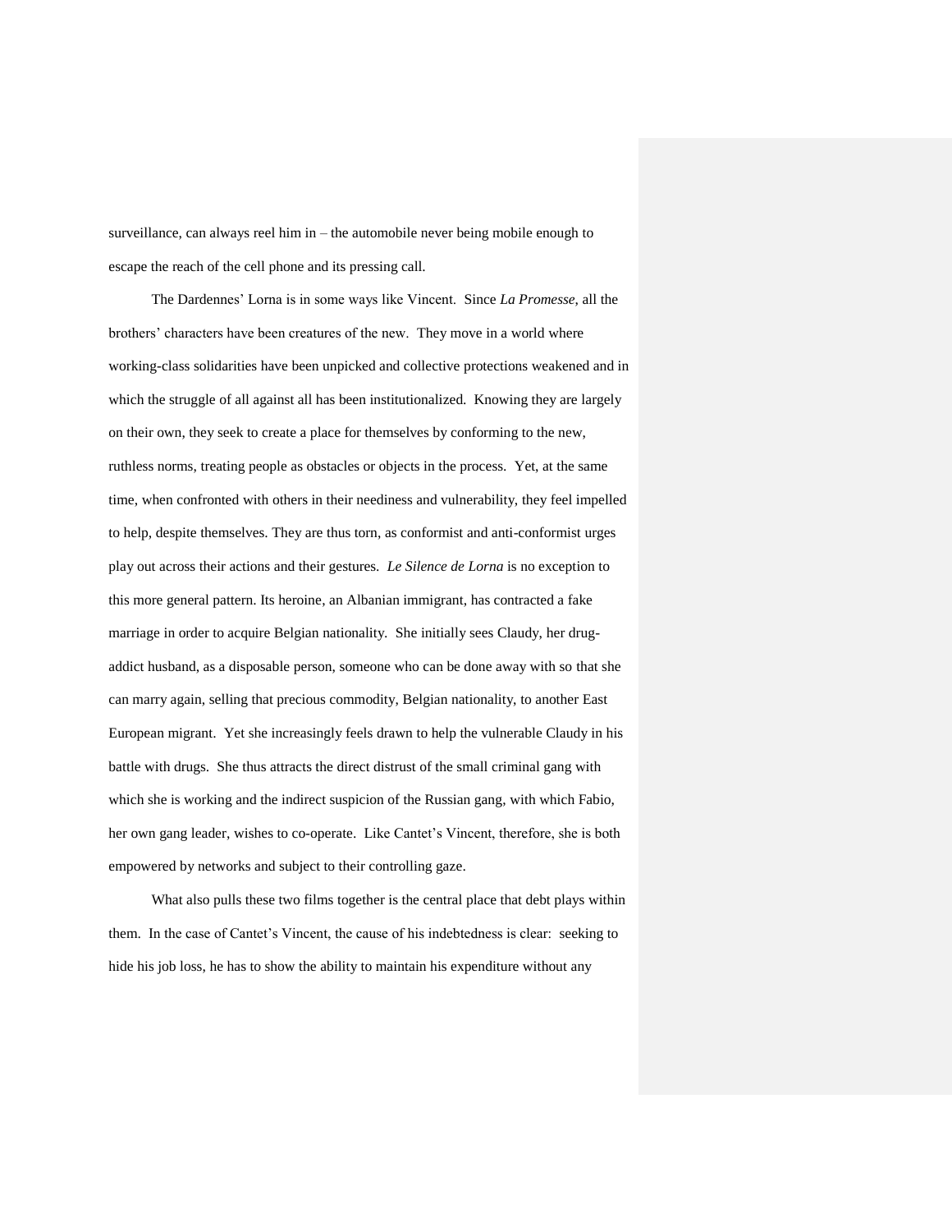surveillance, can always reel him in – the automobile never being mobile enough to escape the reach of the cell phone and its pressing call.

The Dardennes' Lorna is in some ways like Vincent. Since *La Promesse*, all the brothers' characters have been creatures of the new. They move in a world where working-class solidarities have been unpicked and collective protections weakened and in which the struggle of all against all has been institutionalized. Knowing they are largely on their own, they seek to create a place for themselves by conforming to the new, ruthless norms, treating people as obstacles or objects in the process. Yet, at the same time, when confronted with others in their neediness and vulnerability, they feel impelled to help, despite themselves. They are thus torn, as conformist and anti-conformist urges play out across their actions and their gestures. *Le Silence de Lorna* is no exception to this more general pattern. Its heroine, an Albanian immigrant, has contracted a fake marriage in order to acquire Belgian nationality. She initially sees Claudy, her drug-addict husband, as a disposable person, someone who can be done away with so that she can marry again, selling that precious commodity, Belgian nationality, to another East European migrant. Yet she increasingly feels drawn to help the vulnerable Claudy in his battle with drugs. She thus attracts the direct distrust of the small criminal gang with which she is working and the indirect suspicion of the Russian gang, with which Fabio, her own gang leader, wishes to co-operate. Like Cantet's Vincent, therefore, she is both empowered by networks and subject to their controlling gaze.

What also pulls these two films together is the central place that debt plays within them. In the case of Cantet's Vincent, the cause of his indebtedness is clear: seeking to hide his job loss, he has to show the ability to maintain his expenditure without any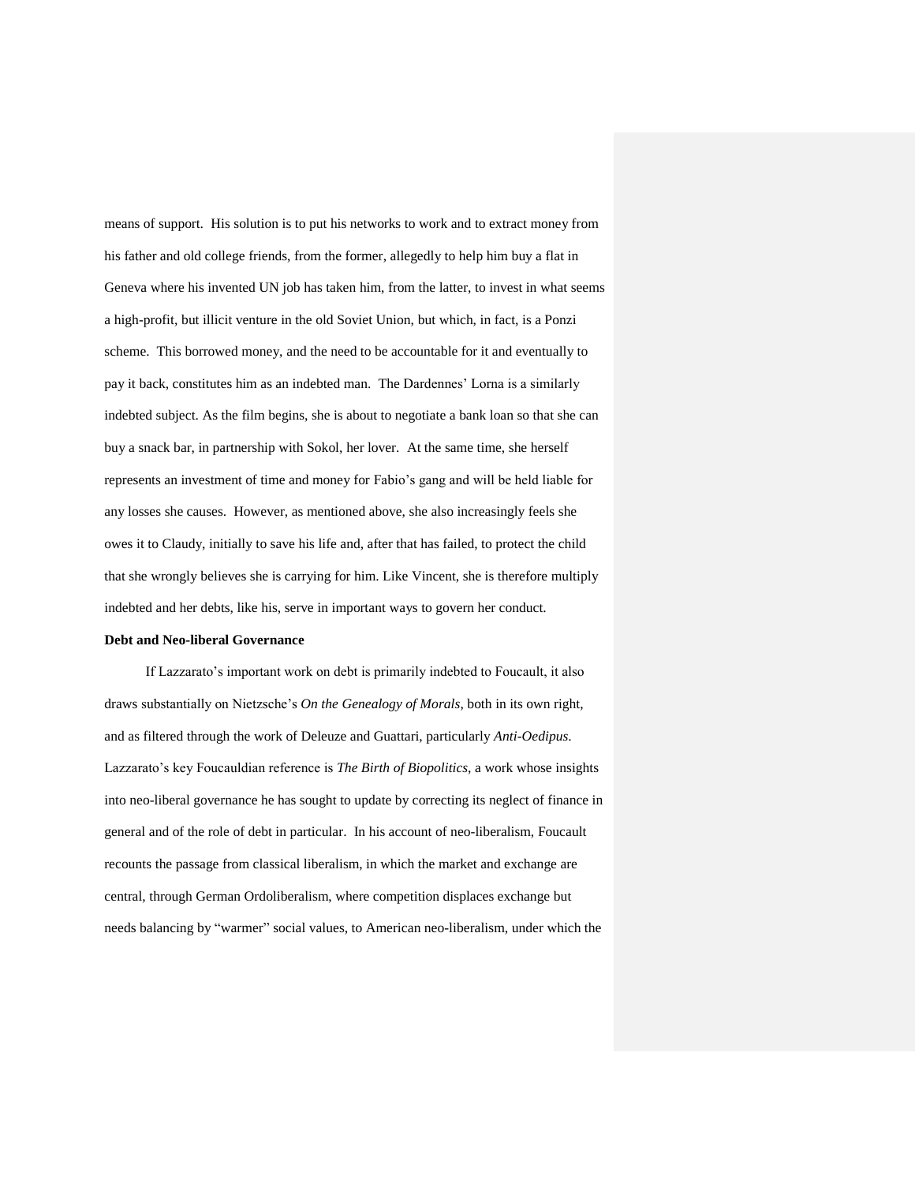means of support. His solution is to put his networks to work and to extract money from his father and old college friends, from the former, allegedly to help him buy a flat in Geneva where his invented UN job has taken him, from the latter, to invest in what seems a high-profit, but illicit venture in the old Soviet Union, but which, in fact, is a Ponzi scheme. This borrowed money, and the need to be accountable for it and eventually to pay it back, constitutes him as an indebted man. The Dardennes' Lorna is a similarly indebted subject. As the film begins, she is about to negotiate a bank loan so that she can buy a snack bar, in partnership with Sokol, her lover. At the same time, she herself represents an investment of time and money for Fabio's gang and will be held liable for any losses she causes. However, as mentioned above, she also increasingly feels she owes it to Claudy, initially to save his life and, after that has failed, to protect the child that she wrongly believes she is carrying for him. Like Vincent, she is therefore multiply indebted and her debts, like his, serve in important ways to govern her conduct.

**Debt and Neo-liberal Governance**

If Lazzarato's important work on debt is primarily indebted to Foucault, it also draws substantially on Nietzsche's *On the Genealogy of Morals*, both in its own right, and as filtered through the work of Deleuze and Guattari, particularly *Anti-Oedipus*. Lazzarato's key Foucauldian reference is *The Birth of Biopolitics*, a work whose insights into neo-liberal governance he has sought to update by correcting its neglect of finance in general and of the role of debt in particular. In his account of neo-liberalism, Foucault recounts the passage from classical liberalism, in which the market and exchange are central, through German Ordoliberalism, where competition displaces exchange but needs balancing by "warmer" social values, to American neo-liberalism, under which the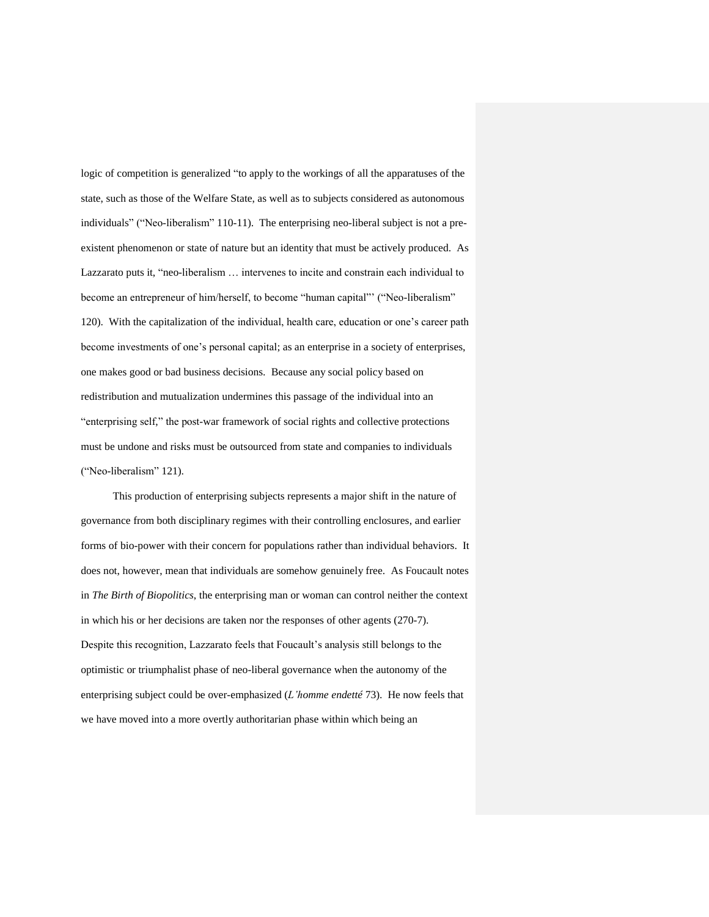logic of competition is generalized "to apply to the workings of all the apparatuses of the state, such as those of the Welfare State, as well as to subjects considered as autonomous individuals" ("Neo-liberalism" 110-11). The enterprising neo-liberal subject is not a pre-existent phenomenon or state of nature but an identity that must be actively produced. As Lazzarato puts it, "neo-liberalism … intervenes to incite and constrain each individual to become an entrepreneur of him/herself, to become "human capital"' ("Neo-liberalism" 120). With the capitalization of the individual, health care, education or one's career path become investments of one's personal capital; as an enterprise in a society of enterprises, one makes good or bad business decisions. Because any social policy based on redistribution and mutualization undermines this passage of the individual into an "enterprising self," the post-war framework of social rights and collective protections must be undone and risks must be outsourced from state and companies to individuals ("Neo-liberalism" 121).

This production of enterprising subjects represents a major shift in the nature of governance from both disciplinary regimes with their controlling enclosures, and earlier forms of bio-power with their concern for populations rather than individual behaviors. It does not, however, mean that individuals are somehow genuinely free. As Foucault notes in *The Birth of Biopolitics*, the enterprising man or woman can control neither the context in which his or her decisions are taken nor the responses of other agents (270-7). Despite this recognition, Lazzarato feels that Foucault's analysis still belongs to the optimistic or triumphalist phase of neo-liberal governance when the autonomy of the enterprising subject could be over-emphasized (*L'homme endetté* 73). He now feels that we have moved into a more overtly authoritarian phase within which being an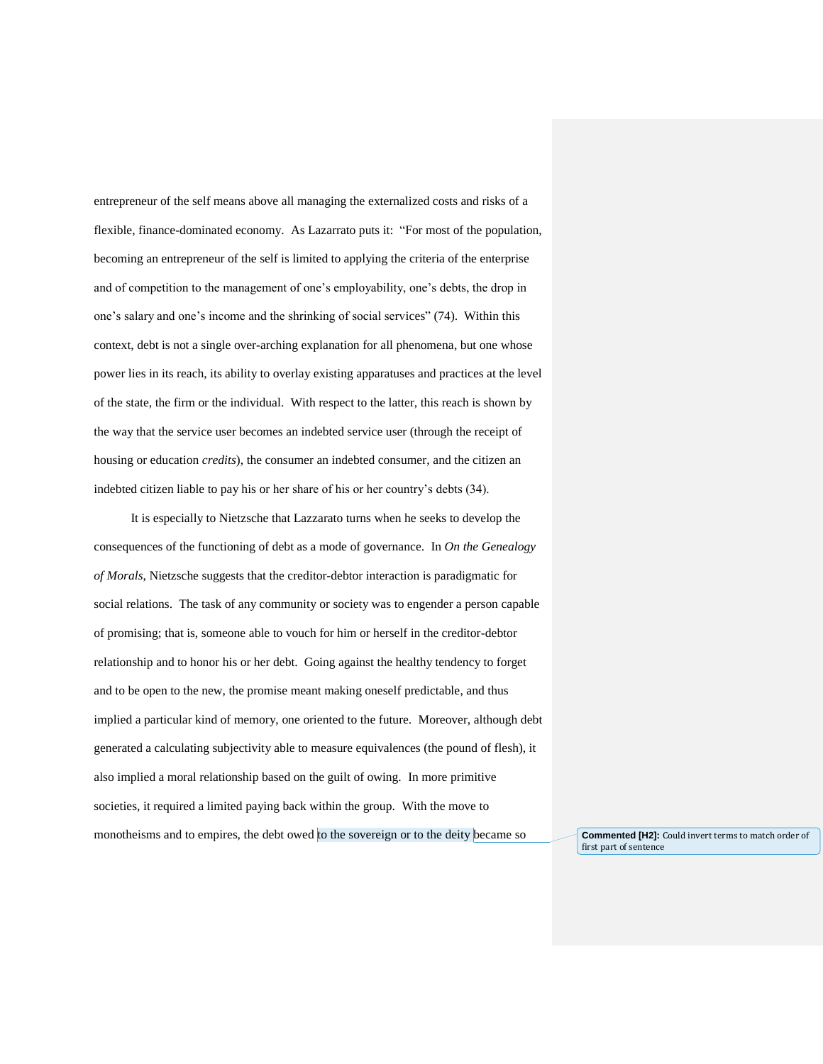entrepreneur of the self means above all managing the externalized costs and risks of a flexible, finance-dominated economy. As Lazarrato puts it: "For most of the population, becoming an entrepreneur of the self is limited to applying the criteria of the enterprise and of competition to the management of one's employability, one's debts, the drop in one's salary and one's income and the shrinking of social services" (74). Within this context, debt is not a single over-arching explanation for all phenomena, but one whose power lies in its reach, its ability to overlay existing apparatuses and practices at the level of the state, the firm or the individual. With respect to the latter, this reach is shown by the way that the service user becomes an indebted service user (through the receipt of housing or education *credits*), the consumer an indebted consumer, and the citizen an indebted citizen liable to pay his or her share of his or her country's debts (34).

It is especially to Nietzsche that Lazzarato turns when he seeks to develop the consequences of the functioning of debt as a mode of governance. In *On the Genealogy of Morals*, Nietzsche suggests that the creditor-debtor interaction is paradigmatic for social relations. The task of any community or society was to engender a person capable of promising; that is, someone able to vouch for him or herself in the creditor-debtor relationship and to honor his or her debt. Going against the healthy tendency to forget and to be open to the new, the promise meant making oneself predictable, and thus implied a particular kind of memory, one oriented to the future. Moreover, although debt generated a calculating subjectivity able to measure equivalences (the pound of flesh), it also implied a moral relationship based on the guilt of owing. In more primitive societies, it required a limited paying back within the group. With the move to monotheisms and to empires, the debt owed to the sovereign or to the deity became so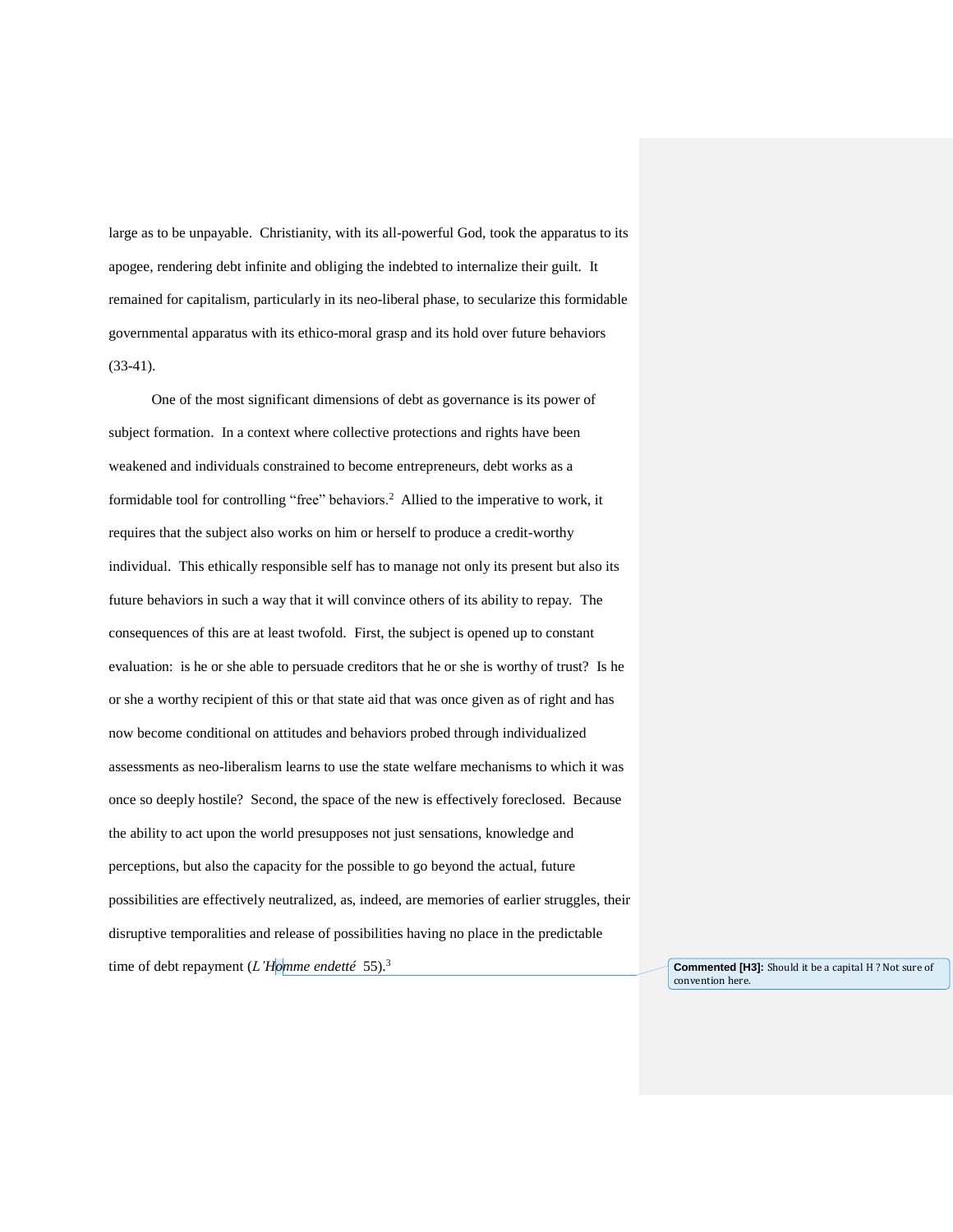large as to be unpayable.  Christianity, with its all-powerful God, took the apparatus to its apogee, rendering debt infinite and obliging the indebted to internalize their guilt.  It remained for capitalism, particularly in its neo-liberal phase, to secularize this formidable governmental apparatus with its ethico-moral grasp and its hold over future behaviors (33-41).

One of the most significant dimensions of debt as governance is its power of subject formation.  In a context where collective protections and rights have been weakened and individuals constrained to become entrepreneurs, debt works as a formidable tool for controlling "free" behaviors.[2]  Allied to the imperative to work, it requires that the subject also works on him or herself to produce a credit-worthy individual.  This ethically responsible self has to manage not only its present but also its future behaviors in such a way that it will convince others of its ability to repay.  The consequences of this are at least twofold.  First, the subject is opened up to constant evaluation:  is he or she able to persuade creditors that he or she is worthy of trust?  Is he or she a worthy recipient of this or that state aid that was once given as of right and has now become conditional on attitudes and behaviors probed through individualized assessments as neo-liberalism learns to use the state welfare mechanisms to which it was once so deeply hostile?  Second, the space of the new is effectively foreclosed.  Because the ability to act upon the world presupposes not just sensations, knowledge and perceptions, but also the capacity for the possible to go beyond the actual, future possibilities are effectively neutralized, as, indeed, are memories of earlier struggles, their disruptive temporalities and release of possibilities having no place in the predictable time of debt repayment (*L'Homme endetté* 55).[3]

**Commented [H3]:** Should it be a capital H ? Not sure of convention here.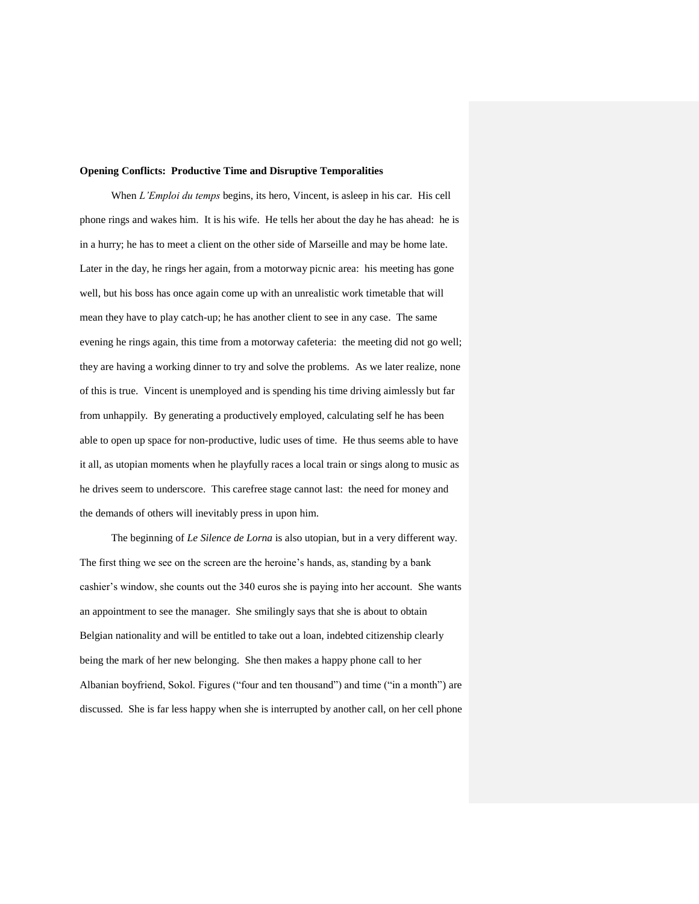**Opening Conflicts: Productive Time and Disruptive Temporalities**

When *L'Emploi du temps* begins, its hero, Vincent, is asleep in his car. His cell phone rings and wakes him. It is his wife. He tells her about the day he has ahead: he is in a hurry; he has to meet a client on the other side of Marseille and may be home late. Later in the day, he rings her again, from a motorway picnic area: his meeting has gone well, but his boss has once again come up with an unrealistic work timetable that will mean they have to play catch-up; he has another client to see in any case. The same evening he rings again, this time from a motorway cafeteria: the meeting did not go well; they are having a working dinner to try and solve the problems. As we later realize, none of this is true. Vincent is unemployed and is spending his time driving aimlessly but far from unhappily. By generating a productively employed, calculating self he has been able to open up space for non-productive, ludic uses of time. He thus seems able to have it all, as utopian moments when he playfully races a local train or sings along to music as he drives seem to underscore. This carefree stage cannot last: the need for money and the demands of others will inevitably press in upon him.

The beginning of *Le Silence de Lorna* is also utopian, but in a very different way. The first thing we see on the screen are the heroine's hands, as, standing by a bank cashier's window, she counts out the 340 euros she is paying into her account. She wants an appointment to see the manager. She smilingly says that she is about to obtain Belgian nationality and will be entitled to take out a loan, indebted citizenship clearly being the mark of her new belonging. She then makes a happy phone call to her Albanian boyfriend, Sokol. Figures ("four and ten thousand") and time ("in a month") are discussed. She is far less happy when she is interrupted by another call, on her cell phone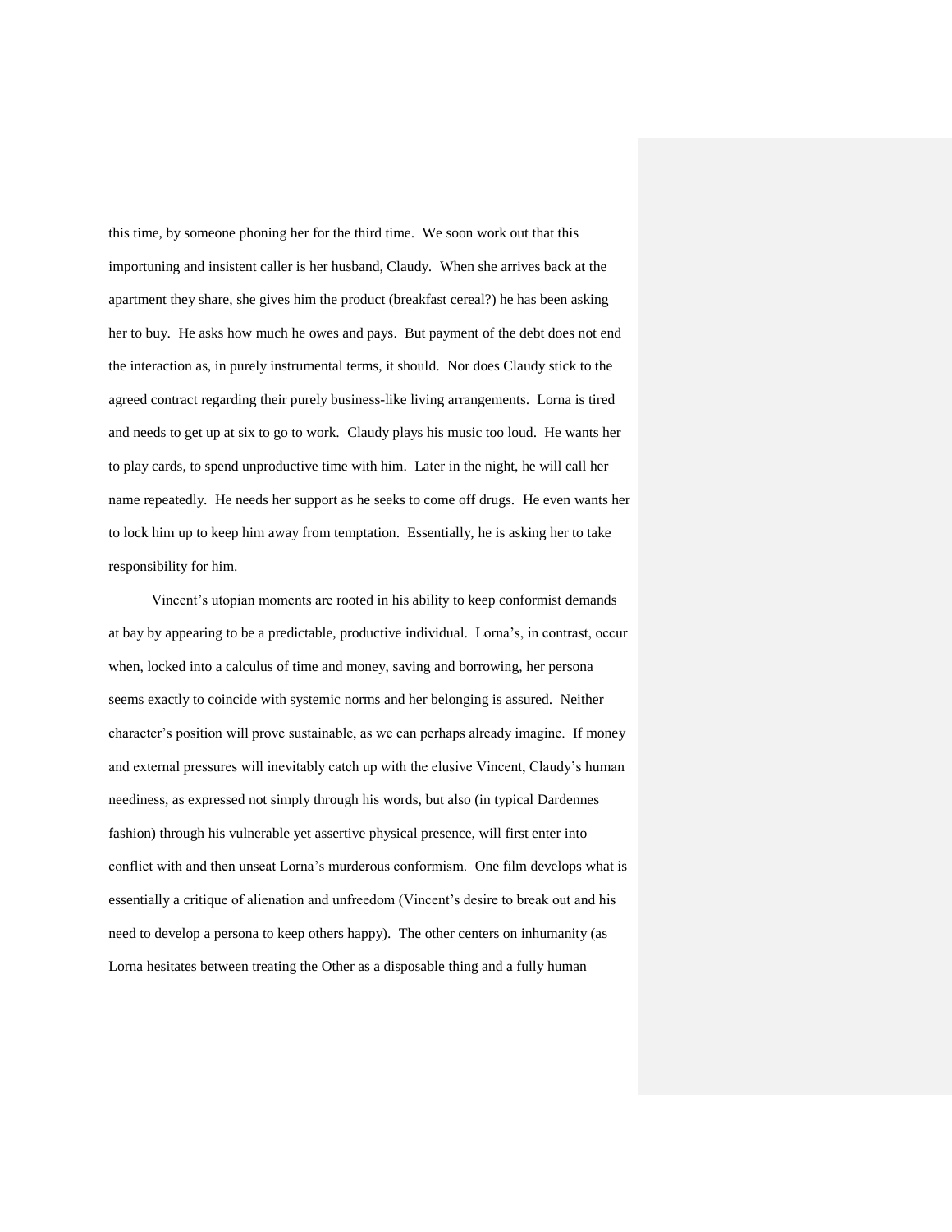this time, by someone phoning her for the third time. We soon work out that this importuning and insistent caller is her husband, Claudy. When she arrives back at the apartment they share, she gives him the product (breakfast cereal?) he has been asking her to buy. He asks how much he owes and pays. But payment of the debt does not end the interaction as, in purely instrumental terms, it should. Nor does Claudy stick to the agreed contract regarding their purely business-like living arrangements. Lorna is tired and needs to get up at six to go to work. Claudy plays his music too loud. He wants her to play cards, to spend unproductive time with him. Later in the night, he will call her name repeatedly. He needs her support as he seeks to come off drugs. He even wants her to lock him up to keep him away from temptation. Essentially, he is asking her to take responsibility for him.

Vincent's utopian moments are rooted in his ability to keep conformist demands at bay by appearing to be a predictable, productive individual. Lorna's, in contrast, occur when, locked into a calculus of time and money, saving and borrowing, her persona seems exactly to coincide with systemic norms and her belonging is assured. Neither character's position will prove sustainable, as we can perhaps already imagine. If money and external pressures will inevitably catch up with the elusive Vincent, Claudy's human neediness, as expressed not simply through his words, but also (in typical Dardennes fashion) through his vulnerable yet assertive physical presence, will first enter into conflict with and then unseat Lorna's murderous conformism. One film develops what is essentially a critique of alienation and unfreedom (Vincent's desire to break out and his need to develop a persona to keep others happy). The other centers on inhumanity (as Lorna hesitates between treating the Other as a disposable thing and a fully human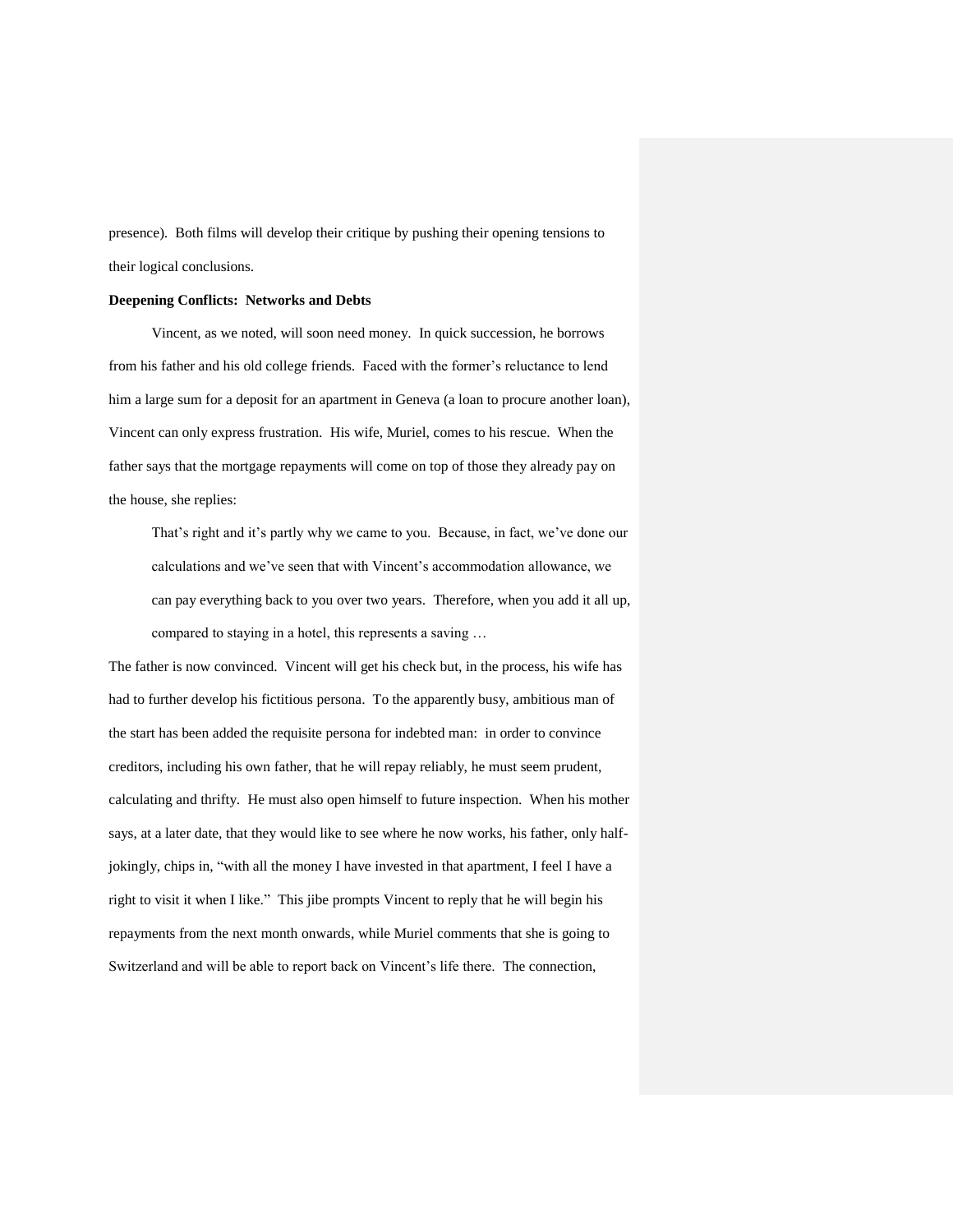presence). Both films will develop their critique by pushing their opening tensions to their logical conclusions.

**Deepening Conflicts: Networks and Debts**

Vincent, as we noted, will soon need money. In quick succession, he borrows from his father and his old college friends. Faced with the former's reluctance to lend him a large sum for a deposit for an apartment in Geneva (a loan to procure another loan), Vincent can only express frustration. His wife, Muriel, comes to his rescue. When the father says that the mortgage repayments will come on top of those they already pay on the house, she replies:

> That's right and it's partly why we came to you. Because, in fact, we've done our calculations and we've seen that with Vincent's accommodation allowance, we can pay everything back to you over two years. Therefore, when you add it all up, compared to staying in a hotel, this represents a saving …

The father is now convinced. Vincent will get his check but, in the process, his wife has had to further develop his fictitious persona. To the apparently busy, ambitious man of the start has been added the requisite persona for indebted man: in order to convince creditors, including his own father, that he will repay reliably, he must seem prudent, calculating and thrifty. He must also open himself to future inspection. When his mother says, at a later date, that they would like to see where he now works, his father, only half-jokingly, chips in, "with all the money I have invested in that apartment, I feel I have a right to visit it when I like." This jibe prompts Vincent to reply that he will begin his repayments from the next month onwards, while Muriel comments that she is going to Switzerland and will be able to report back on Vincent's life there. The connection,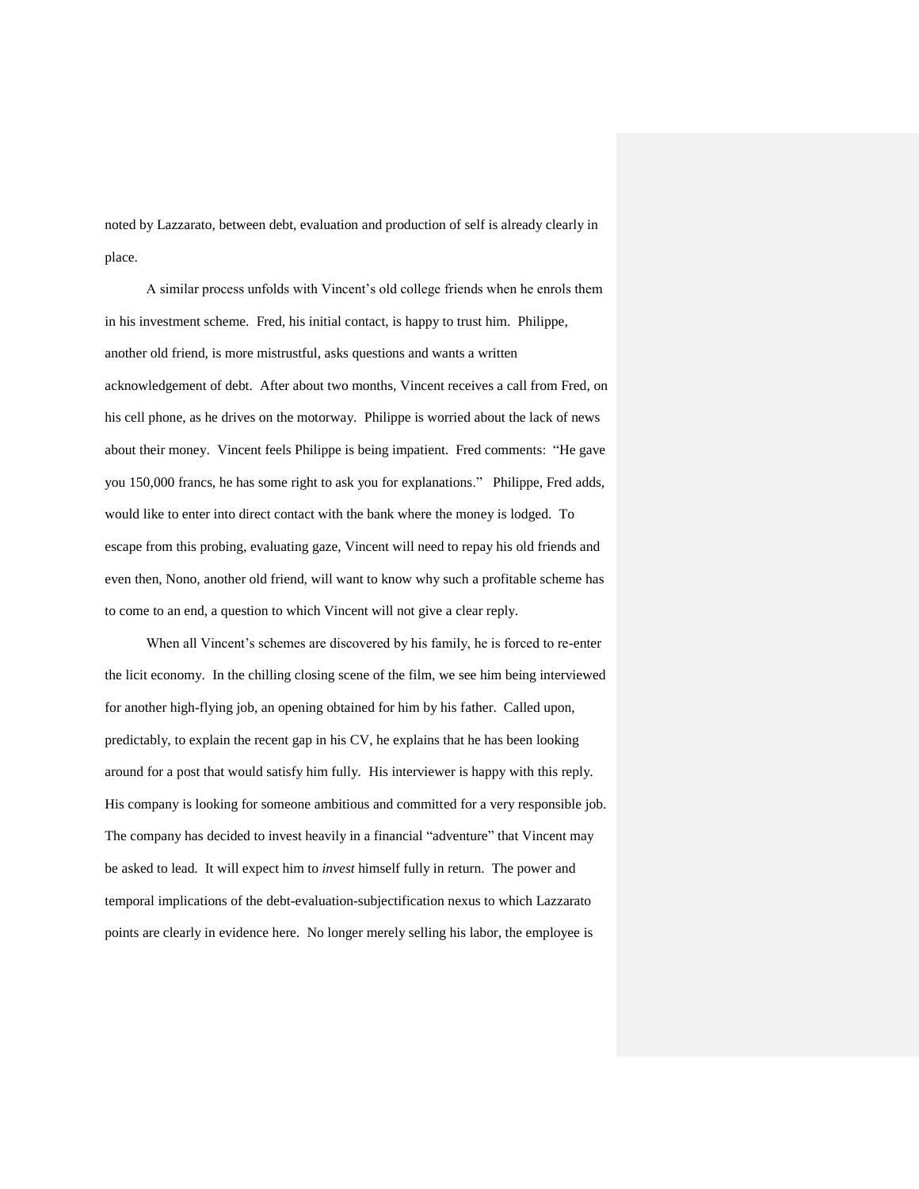noted by Lazzarato, between debt, evaluation and production of self is already clearly in place.

A similar process unfolds with Vincent's old college friends when he enrols them in his investment scheme. Fred, his initial contact, is happy to trust him. Philippe, another old friend, is more mistrustful, asks questions and wants a written acknowledgement of debt. After about two months, Vincent receives a call from Fred, on his cell phone, as he drives on the motorway. Philippe is worried about the lack of news about their money. Vincent feels Philippe is being impatient. Fred comments: "He gave you 150,000 francs, he has some right to ask you for explanations." Philippe, Fred adds, would like to enter into direct contact with the bank where the money is lodged. To escape from this probing, evaluating gaze, Vincent will need to repay his old friends and even then, Nono, another old friend, will want to know why such a profitable scheme has to come to an end, a question to which Vincent will not give a clear reply.

When all Vincent's schemes are discovered by his family, he is forced to re-enter the licit economy. In the chilling closing scene of the film, we see him being interviewed for another high-flying job, an opening obtained for him by his father. Called upon, predictably, to explain the recent gap in his CV, he explains that he has been looking around for a post that would satisfy him fully. His interviewer is happy with this reply. His company is looking for someone ambitious and committed for a very responsible job. The company has decided to invest heavily in a financial "adventure" that Vincent may be asked to lead. It will expect him to *invest* himself fully in return. The power and temporal implications of the debt-evaluation-subjectification nexus to which Lazzarato points are clearly in evidence here. No longer merely selling his labor, the employee is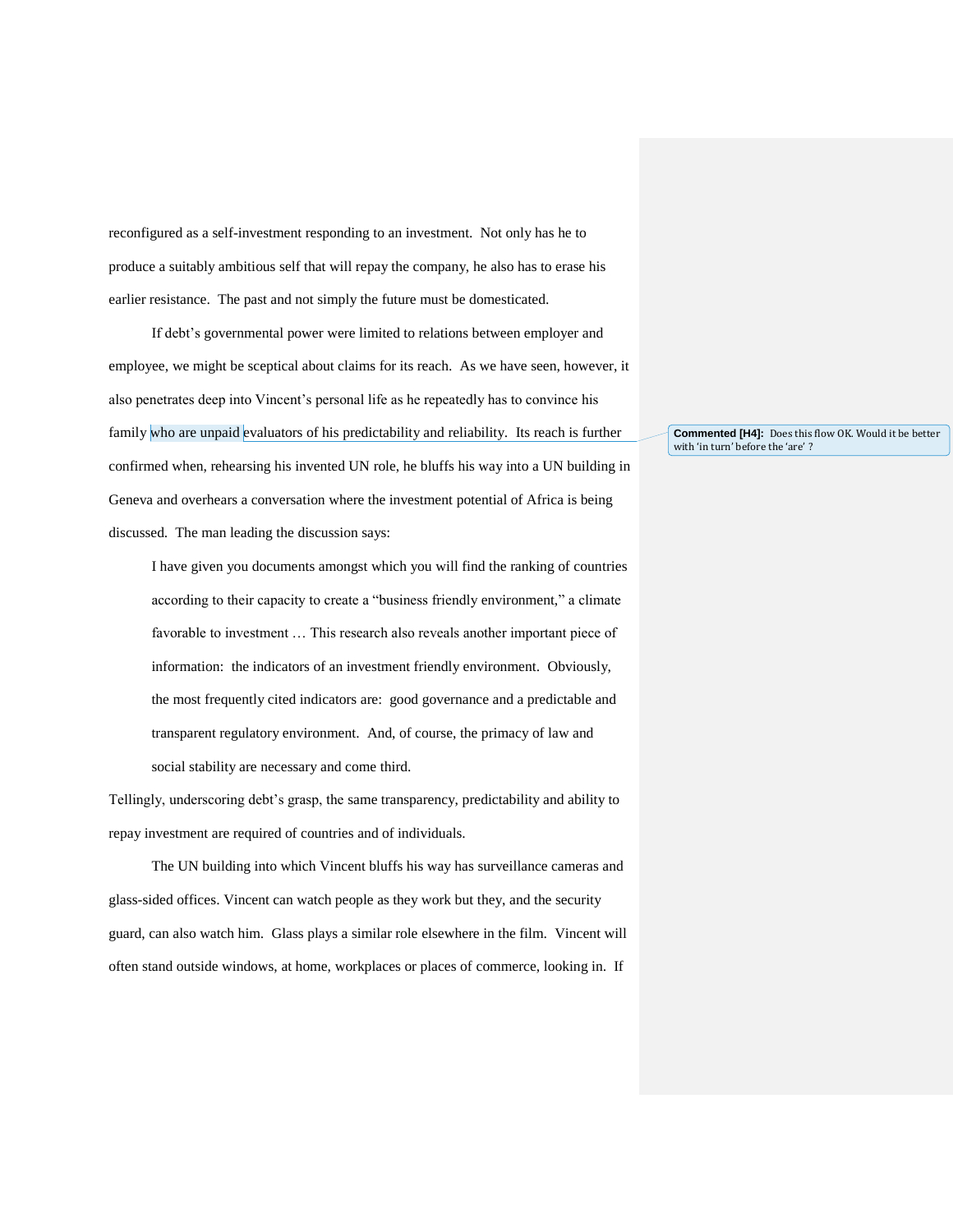reconfigured as a self-investment responding to an investment. Not only has he to produce a suitably ambitious self that will repay the company, he also has to erase his earlier resistance. The past and not simply the future must be domesticated.

If debt's governmental power were limited to relations between employer and employee, we might be sceptical about claims for its reach. As we have seen, however, it also penetrates deep into Vincent's personal life as he repeatedly has to convince his family who are unpaid evaluators of his predictability and reliability. Its reach is further confirmed when, rehearsing his invented UN role, he bluffs his way into a UN building in Geneva and overhears a conversation where the investment potential of Africa is being discussed. The man leading the discussion says:

> I have given you documents amongst which you will find the ranking of countries according to their capacity to create a "business friendly environment," a climate favorable to investment … This research also reveals another important piece of information: the indicators of an investment friendly environment. Obviously, the most frequently cited indicators are: good governance and a predictable and transparent regulatory environment. And, of course, the primacy of law and social stability are necessary and come third.

Tellingly, underscoring debt's grasp, the same transparency, predictability and ability to repay investment are required of countries and of individuals.

The UN building into which Vincent bluffs his way has surveillance cameras and glass-sided offices. Vincent can watch people as they work but they, and the security guard, can also watch him. Glass plays a similar role elsewhere in the film. Vincent will often stand outside windows, at home, workplaces or places of commerce, looking in. If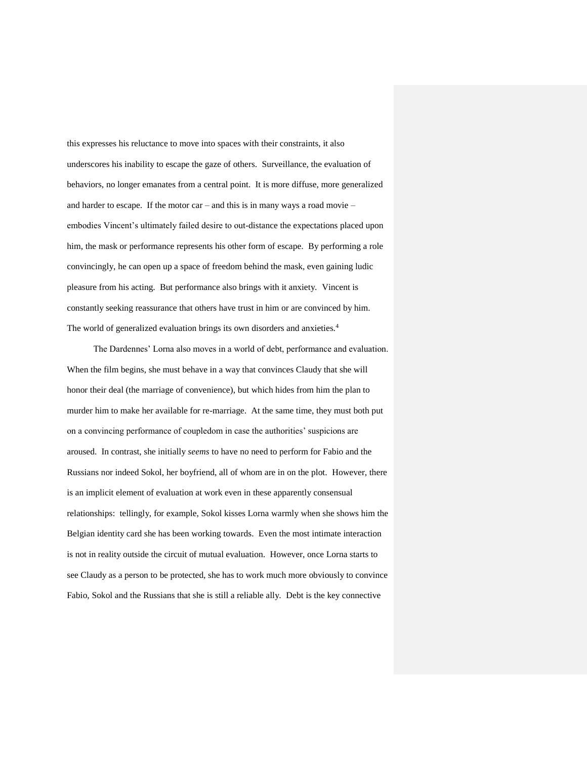this expresses his reluctance to move into spaces with their constraints, it also underscores his inability to escape the gaze of others. Surveillance, the evaluation of behaviors, no longer emanates from a central point. It is more diffuse, more generalized and harder to escape. If the motor car – and this is in many ways a road movie – embodies Vincent's ultimately failed desire to out-distance the expectations placed upon him, the mask or performance represents his other form of escape. By performing a role convincingly, he can open up a space of freedom behind the mask, even gaining ludic pleasure from his acting. But performance also brings with it anxiety. Vincent is constantly seeking reassurance that others have trust in him or are convinced by him. The world of generalized evaluation brings its own disorders and anxieties.[4]

The Dardennes' Lorna also moves in a world of debt, performance and evaluation. When the film begins, she must behave in a way that convinces Claudy that she will honor their deal (the marriage of convenience), but which hides from him the plan to murder him to make her available for re-marriage. At the same time, they must both put on a convincing performance of coupledom in case the authorities' suspicions are aroused. In contrast, she initially *seems* to have no need to perform for Fabio and the Russians nor indeed Sokol, her boyfriend, all of whom are in on the plot. However, there is an implicit element of evaluation at work even in these apparently consensual relationships: tellingly, for example, Sokol kisses Lorna warmly when she shows him the Belgian identity card she has been working towards. Even the most intimate interaction is not in reality outside the circuit of mutual evaluation. However, once Lorna starts to see Claudy as a person to be protected, she has to work much more obviously to convince Fabio, Sokol and the Russians that she is still a reliable ally. Debt is the key connective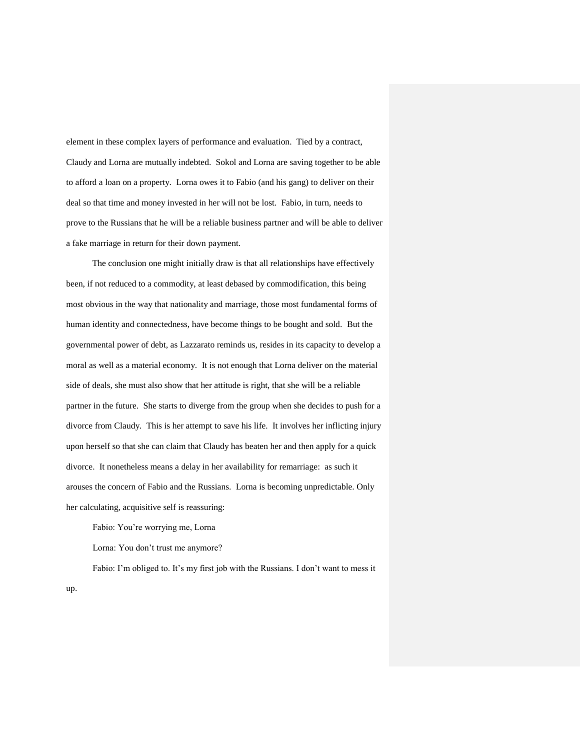element in these complex layers of performance and evaluation. Tied by a contract, Claudy and Lorna are mutually indebted. Sokol and Lorna are saving together to be able to afford a loan on a property. Lorna owes it to Fabio (and his gang) to deliver on their deal so that time and money invested in her will not be lost. Fabio, in turn, needs to prove to the Russians that he will be a reliable business partner and will be able to deliver a fake marriage in return for their down payment.

The conclusion one might initially draw is that all relationships have effectively been, if not reduced to a commodity, at least debased by commodification, this being most obvious in the way that nationality and marriage, those most fundamental forms of human identity and connectedness, have become things to be bought and sold. But the governmental power of debt, as Lazzarato reminds us, resides in its capacity to develop a moral as well as a material economy. It is not enough that Lorna deliver on the material side of deals, she must also show that her attitude is right, that she will be a reliable partner in the future. She starts to diverge from the group when she decides to push for a divorce from Claudy. This is her attempt to save his life. It involves her inflicting injury upon herself so that she can claim that Claudy has beaten her and then apply for a quick divorce. It nonetheless means a delay in her availability for remarriage: as such it arouses the concern of Fabio and the Russians. Lorna is becoming unpredictable. Only her calculating, acquisitive self is reassuring:

Fabio: You're worrying me, Lorna

Lorna: You don't trust me anymore?

Fabio: I'm obliged to. It's my first job with the Russians. I don't want to mess it up.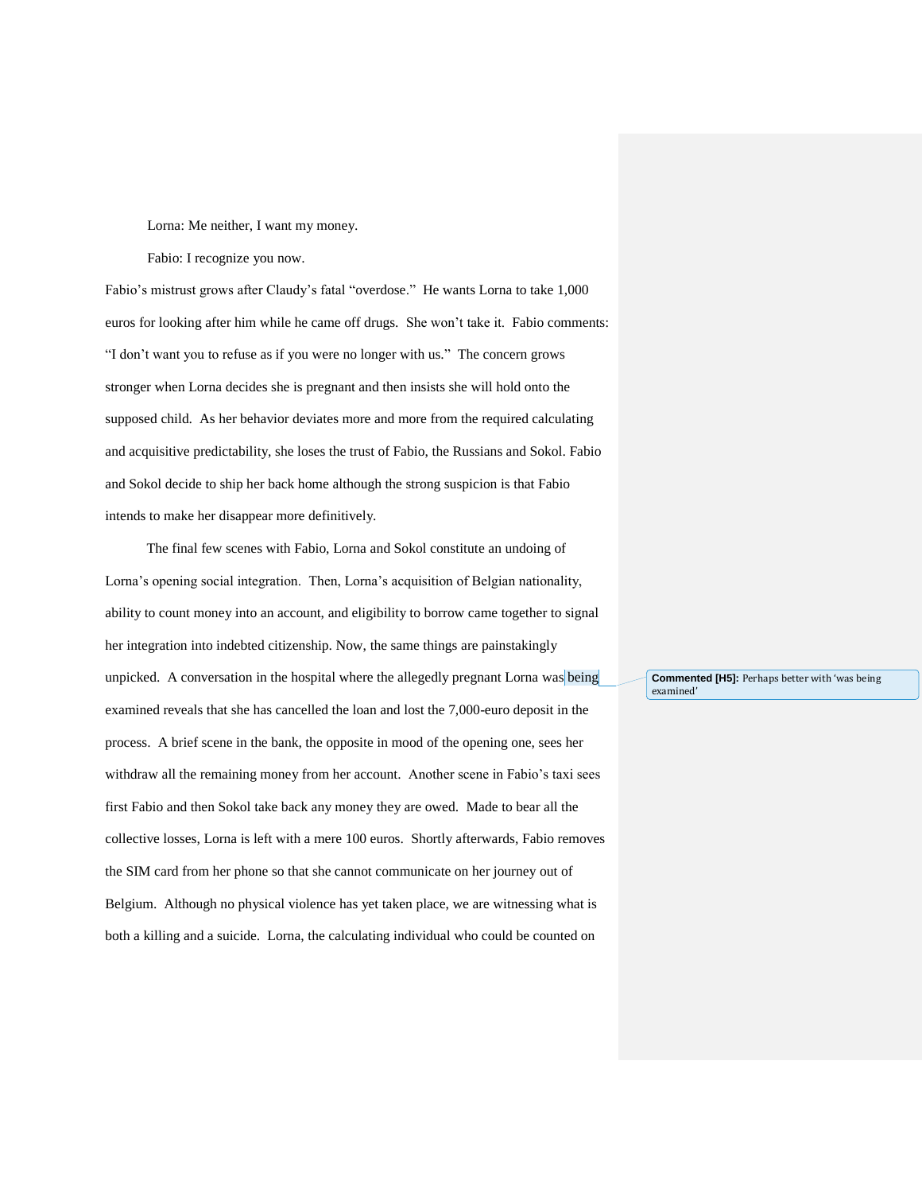Lorna: Me neither, I want my money.

Fabio: I recognize you now.

Fabio's mistrust grows after Claudy's fatal "overdose." He wants Lorna to take 1,000 euros for looking after him while he came off drugs. She won't take it. Fabio comments: "I don't want you to refuse as if you were no longer with us." The concern grows stronger when Lorna decides she is pregnant and then insists she will hold onto the supposed child. As her behavior deviates more and more from the required calculating and acquisitive predictability, she loses the trust of Fabio, the Russians and Sokol. Fabio and Sokol decide to ship her back home although the strong suspicion is that Fabio intends to make her disappear more definitively.

The final few scenes with Fabio, Lorna and Sokol constitute an undoing of Lorna's opening social integration. Then, Lorna's acquisition of Belgian nationality, ability to count money into an account, and eligibility to borrow came together to signal her integration into indebted citizenship. Now, the same things are painstakingly unpicked. A conversation in the hospital where the allegedly pregnant Lorna was being examined reveals that she has cancelled the loan and lost the 7,000-euro deposit in the process. A brief scene in the bank, the opposite in mood of the opening one, sees her withdraw all the remaining money from her account. Another scene in Fabio's taxi sees first Fabio and then Sokol take back any money they are owed. Made to bear all the collective losses, Lorna is left with a mere 100 euros. Shortly afterwards, Fabio removes the SIM card from her phone so that she cannot communicate on her journey out of Belgium. Although no physical violence has yet taken place, we are witnessing what is both a killing and a suicide. Lorna, the calculating individual who could be counted on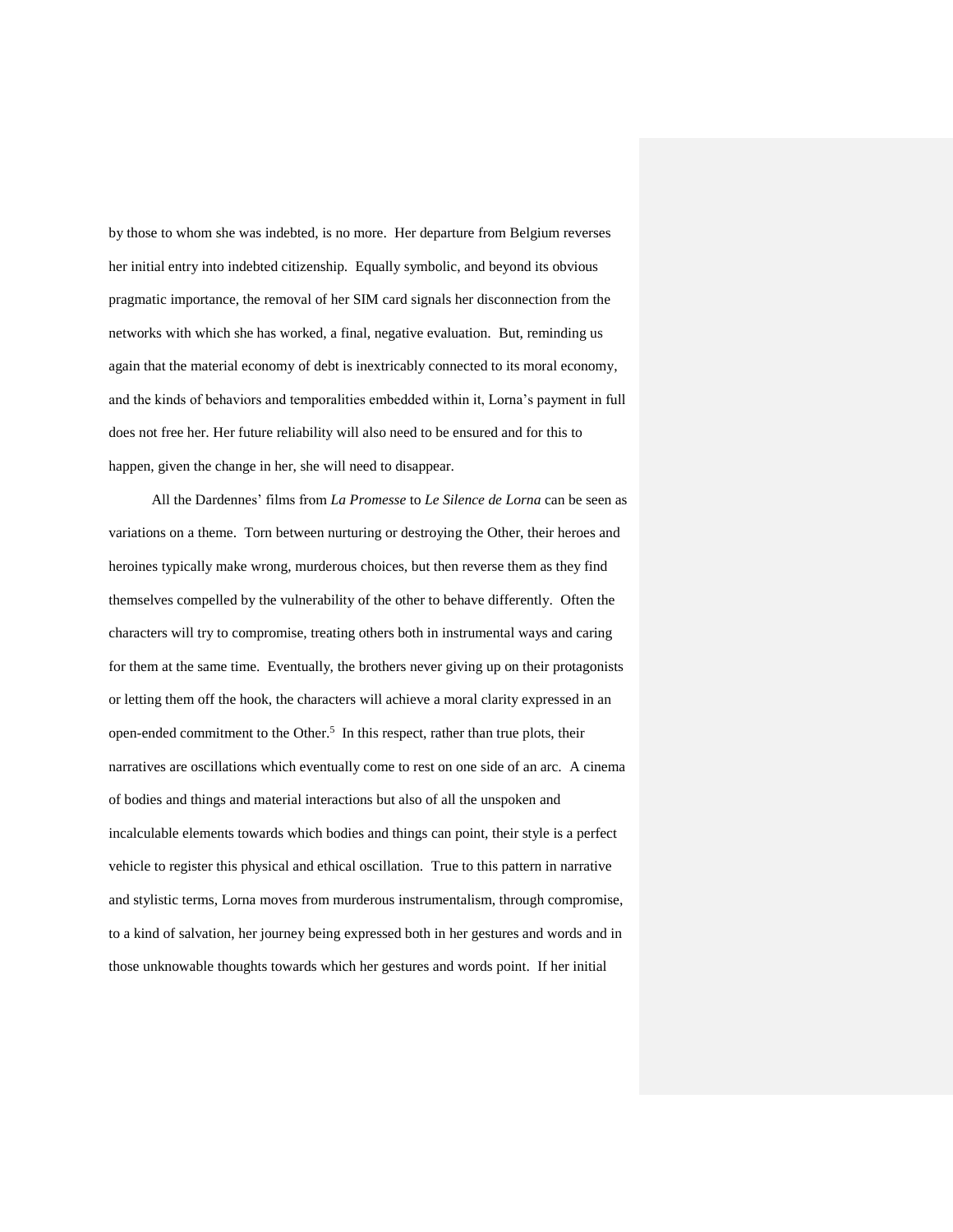by those to whom she was indebted, is no more. Her departure from Belgium reverses her initial entry into indebted citizenship. Equally symbolic, and beyond its obvious pragmatic importance, the removal of her SIM card signals her disconnection from the networks with which she has worked, a final, negative evaluation. But, reminding us again that the material economy of debt is inextricably connected to its moral economy, and the kinds of behaviors and temporalities embedded within it, Lorna's payment in full does not free her. Her future reliability will also need to be ensured and for this to happen, given the change in her, she will need to disappear.

All the Dardennes' films from *La Promesse* to *Le Silence de Lorna* can be seen as variations on a theme. Torn between nurturing or destroying the Other, their heroes and heroines typically make wrong, murderous choices, but then reverse them as they find themselves compelled by the vulnerability of the other to behave differently. Often the characters will try to compromise, treating others both in instrumental ways and caring for them at the same time. Eventually, the brothers never giving up on their protagonists or letting them off the hook, the characters will achieve a moral clarity expressed in an open-ended commitment to the Other.[5] In this respect, rather than true plots, their narratives are oscillations which eventually come to rest on one side of an arc. A cinema of bodies and things and material interactions but also of all the unspoken and incalculable elements towards which bodies and things can point, their style is a perfect vehicle to register this physical and ethical oscillation. True to this pattern in narrative and stylistic terms, Lorna moves from murderous instrumentalism, through compromise, to a kind of salvation, her journey being expressed both in her gestures and words and in those unknowable thoughts towards which her gestures and words point. If her initial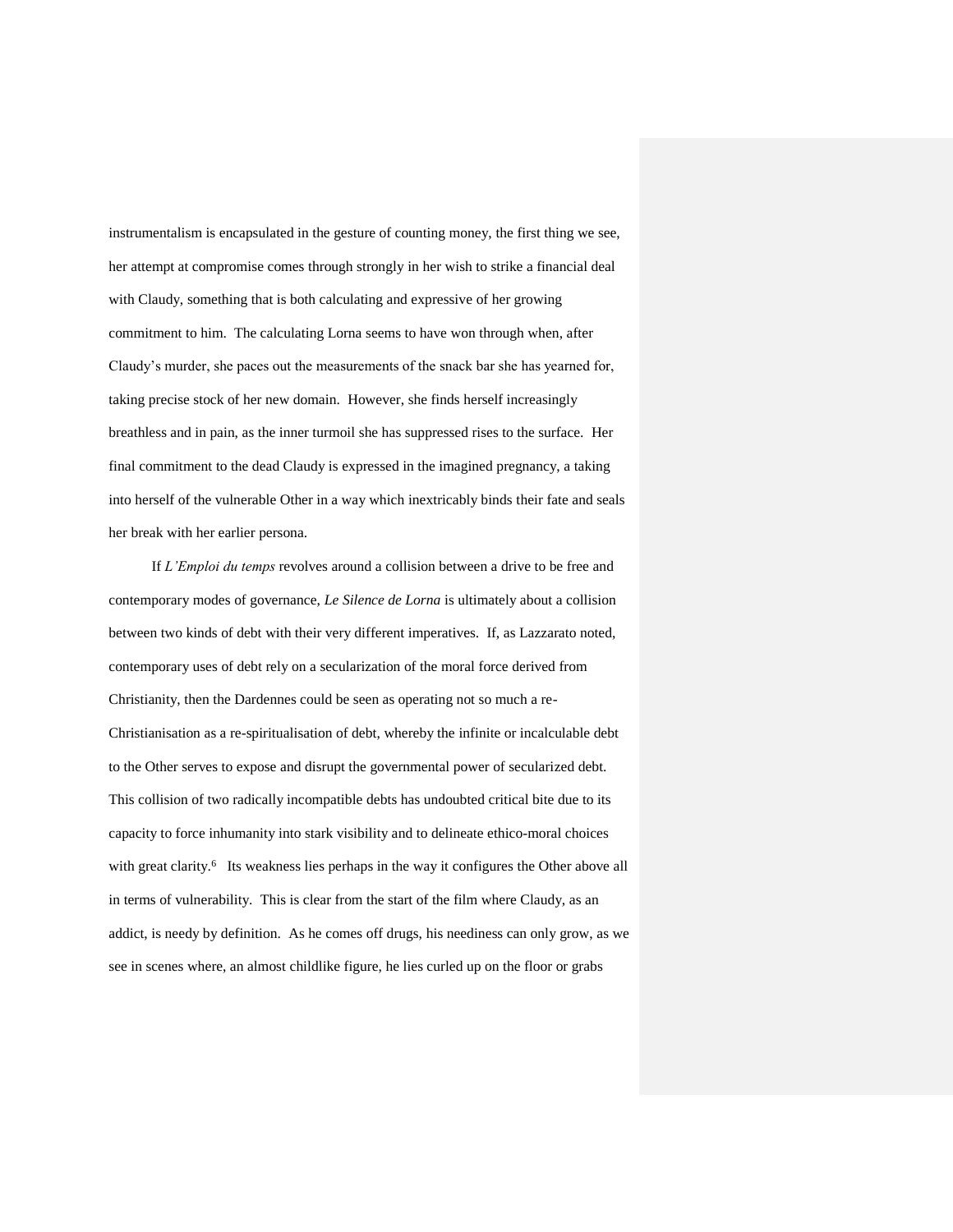instrumentalism is encapsulated in the gesture of counting money, the first thing we see, her attempt at compromise comes through strongly in her wish to strike a financial deal with Claudy, something that is both calculating and expressive of her growing commitment to him. The calculating Lorna seems to have won through when, after Claudy's murder, she paces out the measurements of the snack bar she has yearned for, taking precise stock of her new domain. However, she finds herself increasingly breathless and in pain, as the inner turmoil she has suppressed rises to the surface. Her final commitment to the dead Claudy is expressed in the imagined pregnancy, a taking into herself of the vulnerable Other in a way which inextricably binds their fate and seals her break with her earlier persona.

If *L'Emploi du temps* revolves around a collision between a drive to be free and contemporary modes of governance, *Le Silence de Lorna* is ultimately about a collision between two kinds of debt with their very different imperatives. If, as Lazzarato noted, contemporary uses of debt rely on a secularization of the moral force derived from Christianity, then the Dardennes could be seen as operating not so much a re-Christianisation as a re-spiritualisation of debt, whereby the infinite or incalculable debt to the Other serves to expose and disrupt the governmental power of secularized debt. This collision of two radically incompatible debts has undoubted critical bite due to its capacity to force inhumanity into stark visibility and to delineate ethico-moral choices with great clarity.[6] Its weakness lies perhaps in the way it configures the Other above all in terms of vulnerability. This is clear from the start of the film where Claudy, as an addict, is needy by definition. As he comes off drugs, his neediness can only grow, as we see in scenes where, an almost childlike figure, he lies curled up on the floor or grabs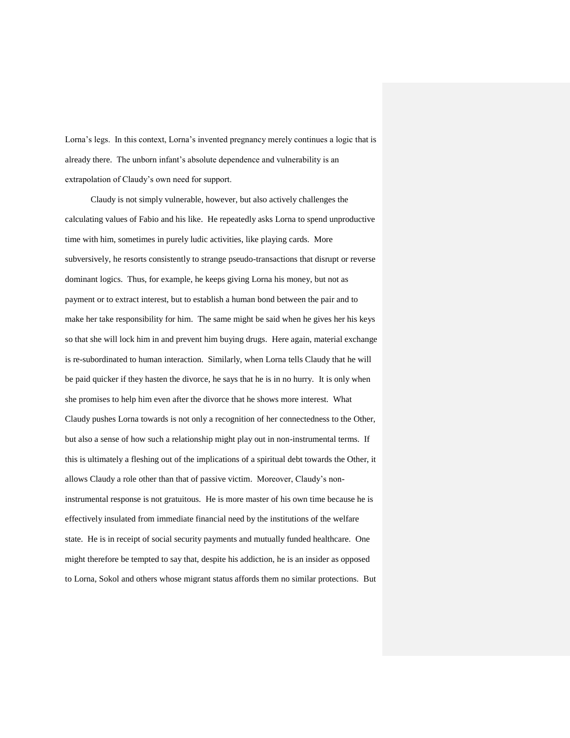Lorna's legs. In this context, Lorna's invented pregnancy merely continues a logic that is already there. The unborn infant's absolute dependence and vulnerability is an extrapolation of Claudy's own need for support.

Claudy is not simply vulnerable, however, but also actively challenges the calculating values of Fabio and his like. He repeatedly asks Lorna to spend unproductive time with him, sometimes in purely ludic activities, like playing cards. More subversively, he resorts consistently to strange pseudo-transactions that disrupt or reverse dominant logics. Thus, for example, he keeps giving Lorna his money, but not as payment or to extract interest, but to establish a human bond between the pair and to make her take responsibility for him. The same might be said when he gives her his keys so that she will lock him in and prevent him buying drugs. Here again, material exchange is re-subordinated to human interaction. Similarly, when Lorna tells Claudy that he will be paid quicker if they hasten the divorce, he says that he is in no hurry. It is only when she promises to help him even after the divorce that he shows more interest. What Claudy pushes Lorna towards is not only a recognition of her connectedness to the Other, but also a sense of how such a relationship might play out in non-instrumental terms. If this is ultimately a fleshing out of the implications of a spiritual debt towards the Other, it allows Claudy a role other than that of passive victim. Moreover, Claudy's non-instrumental response is not gratuitous. He is more master of his own time because he is effectively insulated from immediate financial need by the institutions of the welfare state. He is in receipt of social security payments and mutually funded healthcare. One might therefore be tempted to say that, despite his addiction, he is an insider as opposed to Lorna, Sokol and others whose migrant status affords them no similar protections. But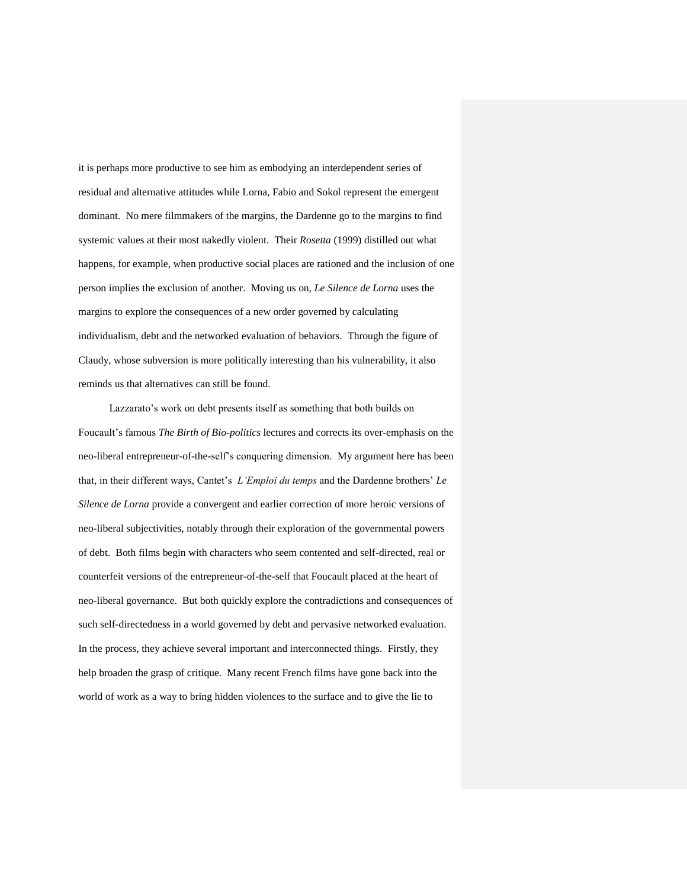it is perhaps more productive to see him as embodying an interdependent series of residual and alternative attitudes while Lorna, Fabio and Sokol represent the emergent dominant. No mere filmmakers of the margins, the Dardenne go to the margins to find systemic values at their most nakedly violent. Their *Rosetta* (1999) distilled out what happens, for example, when productive social places are rationed and the inclusion of one person implies the exclusion of another. Moving us on, *Le Silence de Lorna* uses the margins to explore the consequences of a new order governed by calculating individualism, debt and the networked evaluation of behaviors. Through the figure of Claudy, whose subversion is more politically interesting than his vulnerability, it also reminds us that alternatives can still be found.

Lazzarato's work on debt presents itself as something that both builds on Foucault's famous *The Birth of Bio-politics* lectures and corrects its over-emphasis on the neo-liberal entrepreneur-of-the-self's conquering dimension. My argument here has been that, in their different ways, Cantet's *L'Emploi du temps* and the Dardenne brothers' *Le Silence de Lorna* provide a convergent and earlier correction of more heroic versions of neo-liberal subjectivities, notably through their exploration of the governmental powers of debt. Both films begin with characters who seem contented and self-directed, real or counterfeit versions of the entrepreneur-of-the-self that Foucault placed at the heart of neo-liberal governance. But both quickly explore the contradictions and consequences of such self-directedness in a world governed by debt and pervasive networked evaluation. In the process, they achieve several important and interconnected things. Firstly, they help broaden the grasp of critique. Many recent French films have gone back into the world of work as a way to bring hidden violences to the surface and to give the lie to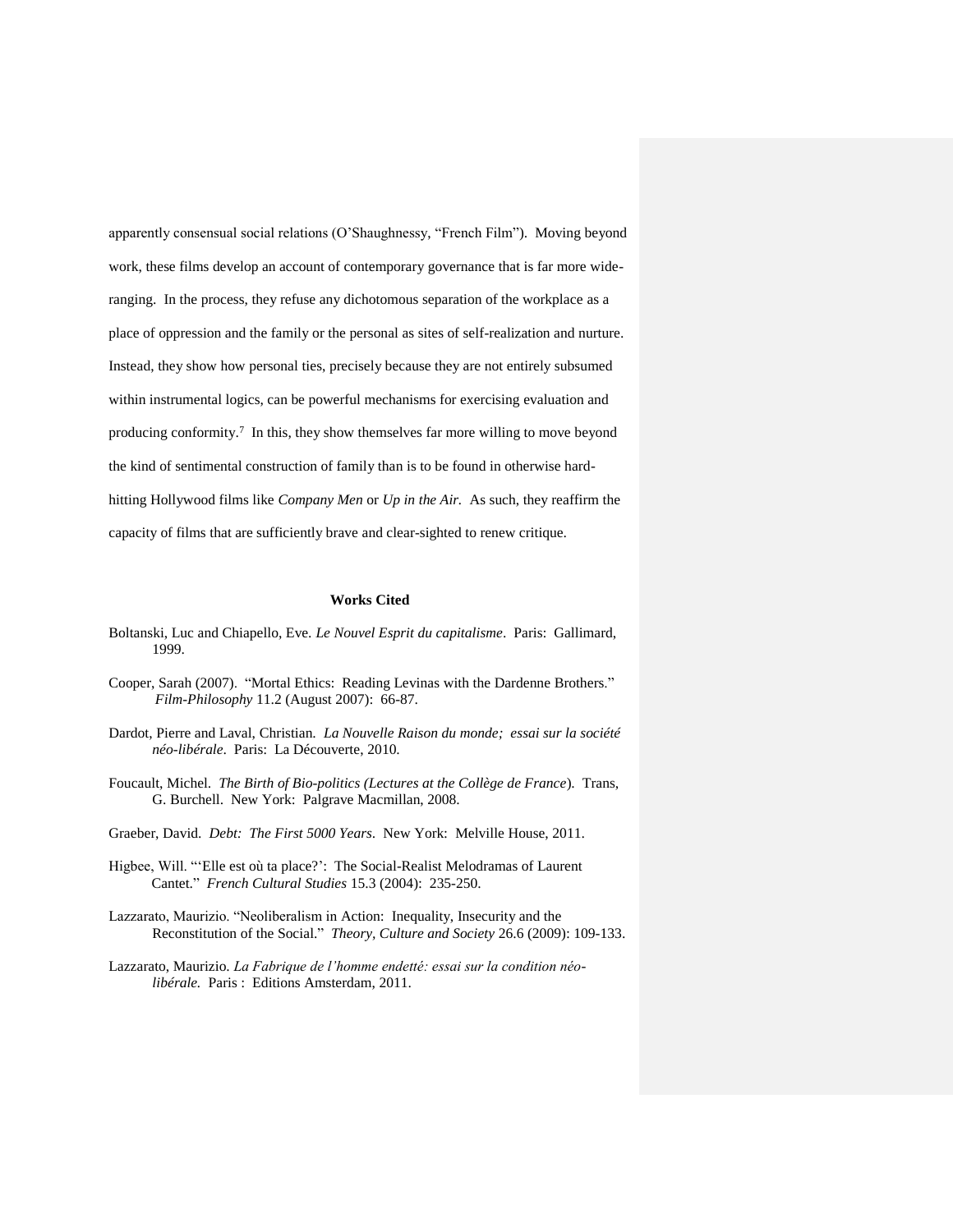apparently consensual social relations (O'Shaughnessy, "French Film"). Moving beyond work, these films develop an account of contemporary governance that is far more wide-ranging. In the process, they refuse any dichotomous separation of the workplace as a place of oppression and the family or the personal as sites of self-realization and nurture. Instead, they show how personal ties, precisely because they are not entirely subsumed within instrumental logics, can be powerful mechanisms for exercising evaluation and producing conformity.[7] In this, they show themselves far more willing to move beyond the kind of sentimental construction of family than is to be found in otherwise hard-hitting Hollywood films like *Company Men* or *Up in the Air*. As such, they reaffirm the capacity of films that are sufficiently brave and clear-sighted to renew critique.

## Works Cited

Boltanski, Luc and Chiapello, Eve. *Le Nouvel Esprit du capitalisme*. Paris: Gallimard, 1999.

Cooper, Sarah (2007). "Mortal Ethics: Reading Levinas with the Dardenne Brothers." *Film-Philosophy* 11.2 (August 2007): 66-87.

Dardot, Pierre and Laval, Christian. *La Nouvelle Raison du monde; essai sur la société néo-libérale*. Paris: La Découverte, 2010.

Foucault, Michel. *The Birth of Bio-politics (Lectures at the Collège de France*). Trans, G. Burchell. New York: Palgrave Macmillan, 2008.

Graeber, David. *Debt: The First 5000 Years*. New York: Melville House, 2011.

Higbee, Will. "'Elle est où ta place?': The Social-Realist Melodramas of Laurent Cantet." *French Cultural Studies* 15.3 (2004): 235-250.

Lazzarato, Maurizio. "Neoliberalism in Action: Inequality, Insecurity and the Reconstitution of the Social." *Theory, Culture and Society* 26.6 (2009): 109-133.

Lazzarato, Maurizio. *La Fabrique de l'homme endetté: essai sur la condition néo-libérale.* Paris : Editions Amsterdam, 2011.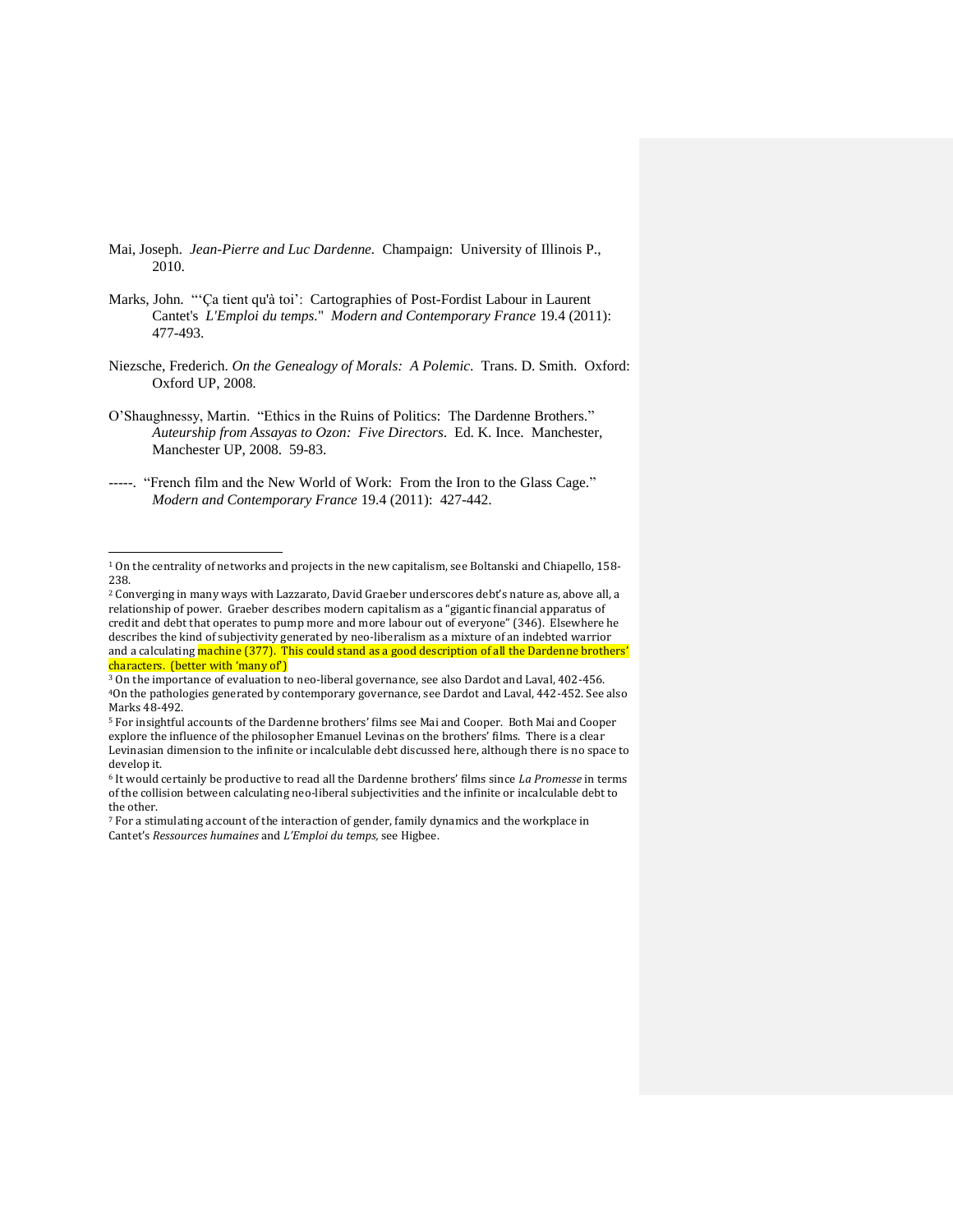Mai, Joseph. *Jean-Pierre and Luc Dardenne*. Champaign: University of Illinois P., 2010.

Marks, John. "'Ça tient qu'à toi': Cartographies of Post-Fordist Labour in Laurent Cantet's *L'Emploi du temps*." *Modern and Contemporary France* 19.4 (2011): 477-493.

Niezsche, Frederich. *On the Genealogy of Morals: A Polemic*. Trans. D. Smith. Oxford: Oxford UP, 2008.

O'Shaughnessy, Martin. "Ethics in the Ruins of Politics: The Dardenne Brothers." *Auteurship from Assayas to Ozon: Five Directors*. Ed. K. Ince. Manchester, Manchester UP, 2008. 59-83.

-----. "French film and the New World of Work: From the Iron to the Glass Cage." *Modern and Contemporary France* 19.4 (2011): 427-442.

---

[1] On the centrality of networks and projects in the new capitalism, see Boltanski and Chiapello, 158-238.

[2] Converging in many ways with Lazzarato, David Graeber underscores debt's nature as, above all, a relationship of power. Graeber describes modern capitalism as a "gigantic financial apparatus of credit and debt that operates to pump more and more labour out of everyone" (346). Elsewhere he describes the kind of subjectivity generated by neo-liberalism as a mixture of an indebted warrior and a calculating machine (377). This could stand as a good description of all the Dardenne brothers' characters. (better with 'many of')

[3] On the importance of evaluation to neo-liberal governance, see also Dardot and Laval, 402-456.

[4] On the pathologies generated by contemporary governance, see Dardot and Laval, 442-452. See also Marks 48-492.

[5] For insightful accounts of the Dardenne brothers' films see Mai and Cooper. Both Mai and Cooper explore the influence of the philosopher Emanuel Levinas on the brothers' films. There is a clear Levinasian dimension to the infinite or incalculable debt discussed here, although there is no space to develop it.

[6] It would certainly be productive to read all the Dardenne brothers' films since *La Promesse* in terms of the collision between calculating neo-liberal subjectivities and the infinite or incalculable debt to the other.

[7] For a stimulating account of the interaction of gender, family dynamics and the workplace in Cantet's *Ressources humaines* and *L'Emploi du temps,* see Higbee.